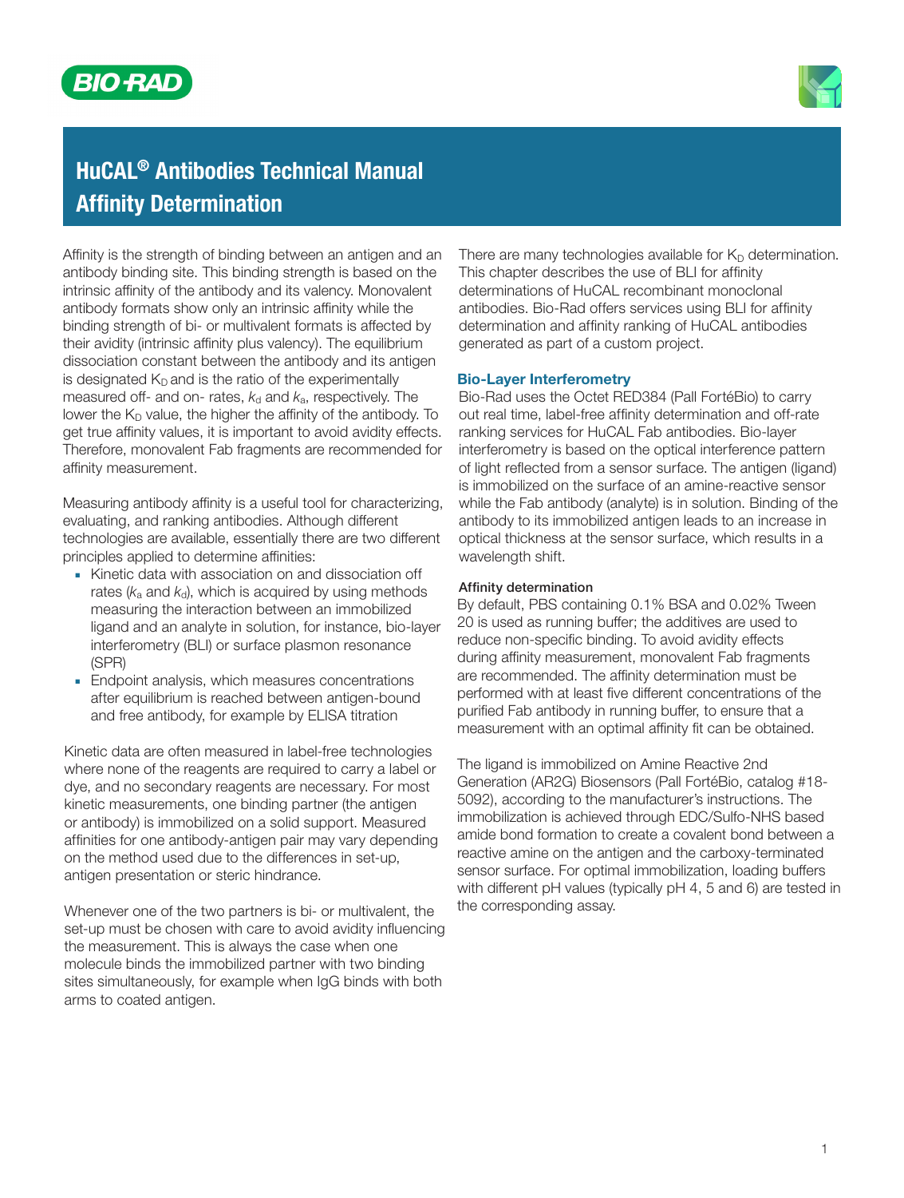# HuCAL® Antibodies Technical Manual
# Affinity Determination

Affinity is the strength of binding between an antigen and an antibody binding site. This binding strength is based on the intrinsic affinity of the antibody and its valency. Monovalent antibody formats show only an intrinsic affinity while the binding strength of bi- or multivalent formats is affected by their avidity (intrinsic affinity plus valency). The equilibrium dissociation constant between the antibody and its antigen is designated $K_D$ and is the ratio of the experimentally measured off- and on- rates, $k_d$ and $k_a$, respectively. The lower the $K_D$ value, the higher the affinity of the antibody. To get true affinity values, it is important to avoid avidity effects. Therefore, monovalent Fab fragments are recommended for affinity measurement.

Measuring antibody affinity is a useful tool for characterizing, evaluating, and ranking antibodies. Although different technologies are available, essentially there are two different principles applied to determine affinities:

- Kinetic data with association on and dissociation off rates ($k_a$ and $k_d$), which is acquired by using methods measuring the interaction between an immobilized ligand and an analyte in solution, for instance, bio-layer interferometry (BLI) or surface plasmon resonance (SPR)
- Endpoint analysis, which measures concentrations after equilibrium is reached between antigen-bound and free antibody, for example by ELISA titration

Kinetic data are often measured in label-free technologies where none of the reagents are required to carry a label or dye, and no secondary reagents are necessary. For most kinetic measurements, one binding partner (the antigen or antibody) is immobilized on a solid support. Measured affinities for one antibody-antigen pair may vary depending on the method used due to the differences in set-up, antigen presentation or steric hindrance.

Whenever one of the two partners is bi- or multivalent, the set-up must be chosen with care to avoid avidity influencing the measurement. This is always the case when one molecule binds the immobilized partner with two binding sites simultaneously, for example when IgG binds with both arms to coated antigen.

There are many technologies available for $K_D$ determination. This chapter describes the use of BLI for affinity determinations of HuCAL recombinant monoclonal antibodies. Bio-Rad offers services using BLI for affinity determination and affinity ranking of HuCAL antibodies generated as part of a custom project.

## Bio-Layer Interferometry

Bio-Rad uses the Octet RED384 (Pall FortéBio) to carry out real time, label-free affinity determination and off-rate ranking services for HuCAL Fab antibodies. Bio-layer interferometry is based on the optical interference pattern of light reflected from a sensor surface. The antigen (ligand) is immobilized on the surface of an amine-reactive sensor while the Fab antibody (analyte) is in solution. Binding of the antibody to its immobilized antigen leads to an increase in optical thickness at the sensor surface, which results in a wavelength shift.

### Affinity determination

By default, PBS containing 0.1% BSA and 0.02% Tween 20 is used as running buffer; the additives are used to reduce non-specific binding. To avoid avidity effects during affinity measurement, monovalent Fab fragments are recommended. The affinity determination must be performed with at least five different concentrations of the purified Fab antibody in running buffer, to ensure that a measurement with an optimal affinity fit can be obtained.

The ligand is immobilized on Amine Reactive 2nd Generation (AR2G) Biosensors (Pall FortéBio, catalog #18-5092), according to the manufacturer's instructions. The immobilization is achieved through EDC/Sulfo-NHS based amide bond formation to create a covalent bond between a reactive amine on the antigen and the carboxy-terminated sensor surface. For optimal immobilization, loading buffers with different pH values (typically pH 4, 5 and 6) are tested in the corresponding assay.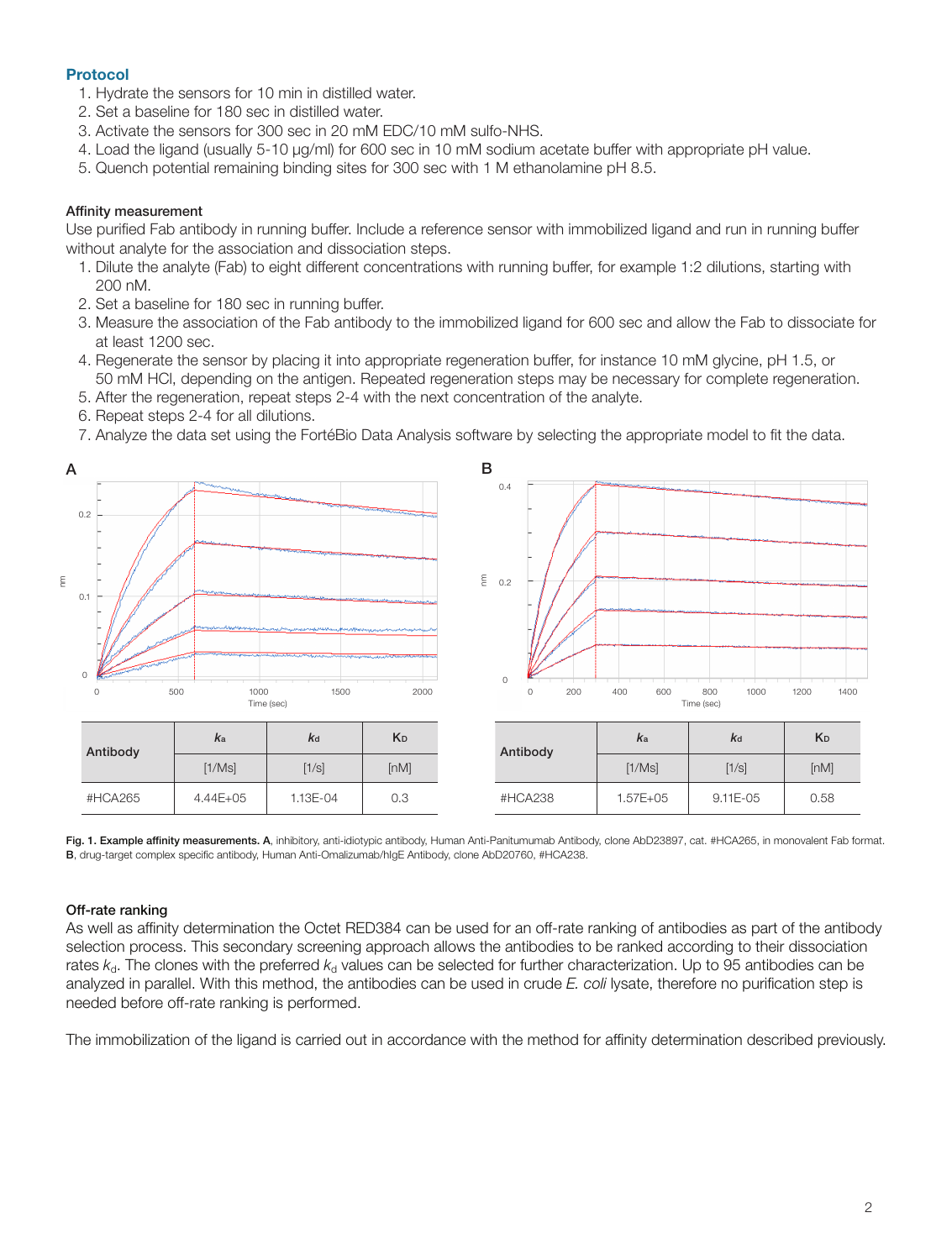## Protocol

1. Hydrate the sensors for 10 min in distilled water.
2. Set a baseline for 180 sec in distilled water.
3. Activate the sensors for 300 sec in 20 mM EDC/10 mM sulfo-NHS.
4. Load the ligand (usually 5-10 µg/ml) for 600 sec in 10 mM sodium acetate buffer with appropriate pH value.
5. Quench potential remaining binding sites for 300 sec with 1 M ethanolamine pH 8.5.

### Affinity measurement

Use purified Fab antibody in running buffer. Include a reference sensor with immobilized ligand and run in running buffer without analyte for the association and dissociation steps.

1. Dilute the analyte (Fab) to eight different concentrations with running buffer, for example 1:2 dilutions, starting with 200 nM.
2. Set a baseline for 180 sec in running buffer.
3. Measure the association of the Fab antibody to the immobilized ligand for 600 sec and allow the Fab to dissociate for at least 1200 sec.
4. Regenerate the sensor by placing it into appropriate regeneration buffer, for instance 10 mM glycine, pH 1.5, or 50 mM HCl, depending on the antigen. Repeated regeneration steps may be necessary for complete regeneration.
5. After the regeneration, repeat steps 2-4 with the next concentration of the analyte.
6. Repeat steps 2-4 for all dilutions.
7. Analyze the data set using the FortéBio Data Analysis software by selecting the appropriate model to fit the data.

A

| Antibody | $k_a$ | $k_d$ | $K_D$ |
|---|---|---|---|
| | [1/Ms] | [1/s] | [nM] |
| #HCA265 | 4.44E+05 | 1.13E-04 | 0.3 |

B

| Antibody | $k_a$ | $k_d$ | $K_D$ |
|---|---|---|---|
| | [1/Ms] | [1/s] | [nM] |
| #HCA238 | 1.57E+05 | 9.11E-05 | 0.58 |

**Fig. 1. Example affinity measurements. A**, inhibitory, anti-idiotypic antibody, Human Anti-Panitumumab Antibody, clone AbD23897, cat. #HCA265, in monovalent Fab format. **B**, drug-target complex specific antibody, Human Anti-Omalizumab/hIgE Antibody, clone AbD20760, #HCA238.

### Off-rate ranking

As well as affinity determination the Octet RED384 can be used for an off-rate ranking of antibodies as part of the antibody selection process. This secondary screening approach allows the antibodies to be ranked according to their dissociation rates $k_d$. The clones with the preferred $k_d$ values can be selected for further characterization. Up to 95 antibodies can be analyzed in parallel. With this method, the antibodies can be used in crude *E. coli* lysate, therefore no purification step is needed before off-rate ranking is performed.

The immobilization of the ligand is carried out in accordance with the method for affinity determination described previously.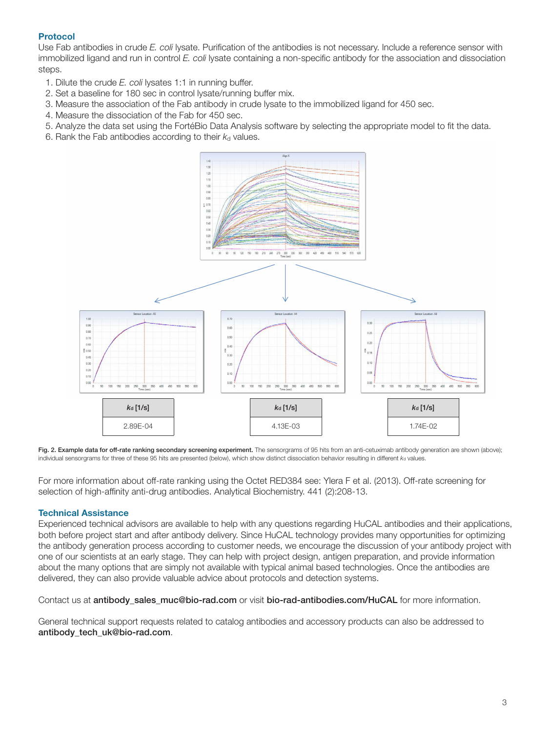### Protocol

Use Fab antibodies in crude *E. coli* lysate. Purification of the antibodies is not necessary. Include a reference sensor with immobilized ligand and run in control *E. coli* lysate containing a non-specific antibody for the association and dissociation steps.

1. Dilute the crude *E. coli* lysates 1:1 in running buffer.
2. Set a baseline for 180 sec in control lysate/running buffer mix.
3. Measure the association of the Fab antibody in crude lysate to the immobilized ligand for 450 sec.
4. Measure the dissociation of the Fab for 450 sec.
5. Analyze the data set using the FortéBio Data Analysis software by selecting the appropriate model to fit the data.
6. Rank the Fab antibodies according to their $k_d$ values.

| $k_d$ [1/s] |
|---|
| 2.89E-04 |

| $k_d$ [1/s] |
|---|
| 4.13E-03 |

| $k_d$ [1/s] |
|---|
| 1.74E-02 |

**Fig. 2. Example data for off-rate ranking secondary screening experiment.** The sensorgrams of 95 hits from an anti-cetuximab antibody generation are shown (above); individual sensorgrams for three of these 95 hits are presented (below), which show distinct dissociation behavior resulting in different $k_d$ values.

For more information about off-rate ranking using the Octet RED384 see: Ylera F et al. (2013). Off-rate screening for selection of high-affinity anti-drug antibodies. Analytical Biochemistry. 441 (2):208-13.

### Technical Assistance

Experienced technical advisors are available to help with any questions regarding HuCAL antibodies and their applications, both before project start and after antibody delivery. Since HuCAL technology provides many opportunities for optimizing the antibody generation process according to customer needs, we encourage the discussion of your antibody project with one of our scientists at an early stage. They can help with project design, antigen preparation, and provide information about the many options that are simply not available with typical animal based technologies. Once the antibodies are delivered, they can also provide valuable advice about protocols and detection systems.

Contact us at **antibody_sales_muc@bio-rad.com** or visit **bio-rad-antibodies.com/HuCAL** for more information.

General technical support requests related to catalog antibodies and accessory products can also be addressed to **antibody_tech_uk@bio-rad.com**.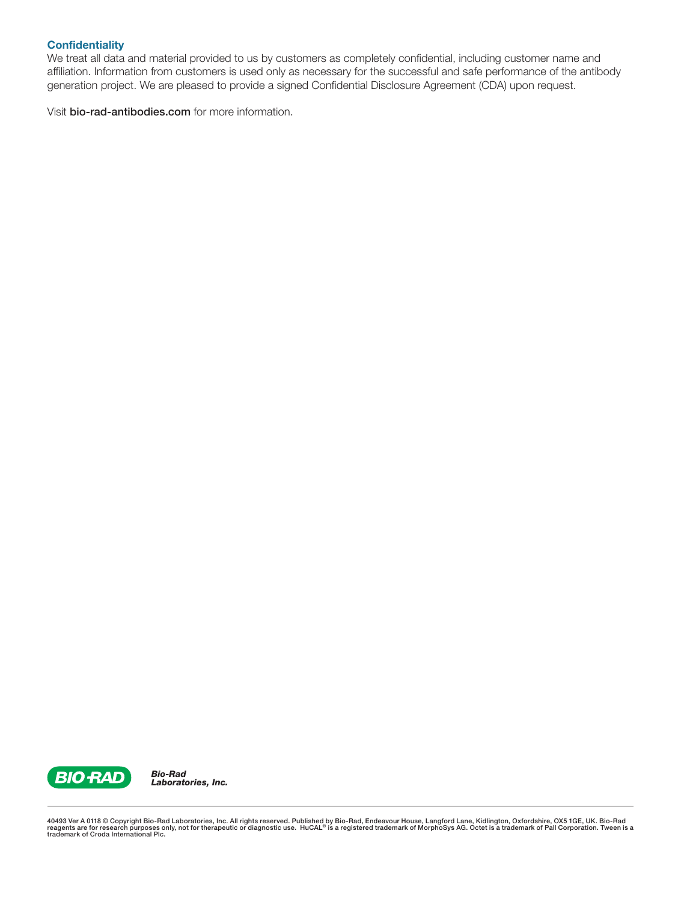### Confidentiality

We treat all data and material provided to us by customers as completely confidential, including customer name and affiliation. Information from customers is used only as necessary for the successful and safe performance of the antibody generation project. We are pleased to provide a signed Confidential Disclosure Agreement (CDA) upon request.

Visit **bio-rad-antibodies.com** for more information.

BIO-RAD

*Bio-Rad Laboratories, Inc.*

40493 Ver A 0118 © Copyright Bio-Rad Laboratories, Inc. All rights reserved. Published by Bio-Rad, Endeavour House, Langford Lane, Kidlington, Oxfordshire, OX5 1GE, UK. Bio-Rad reagents are for research purposes only, not for therapeutic or diagnostic use. HuCAL® is a registered trademark of MorphoSys AG. Octet is a trademark of Pall Corporation. Tween is a trademark of Croda International Plc.